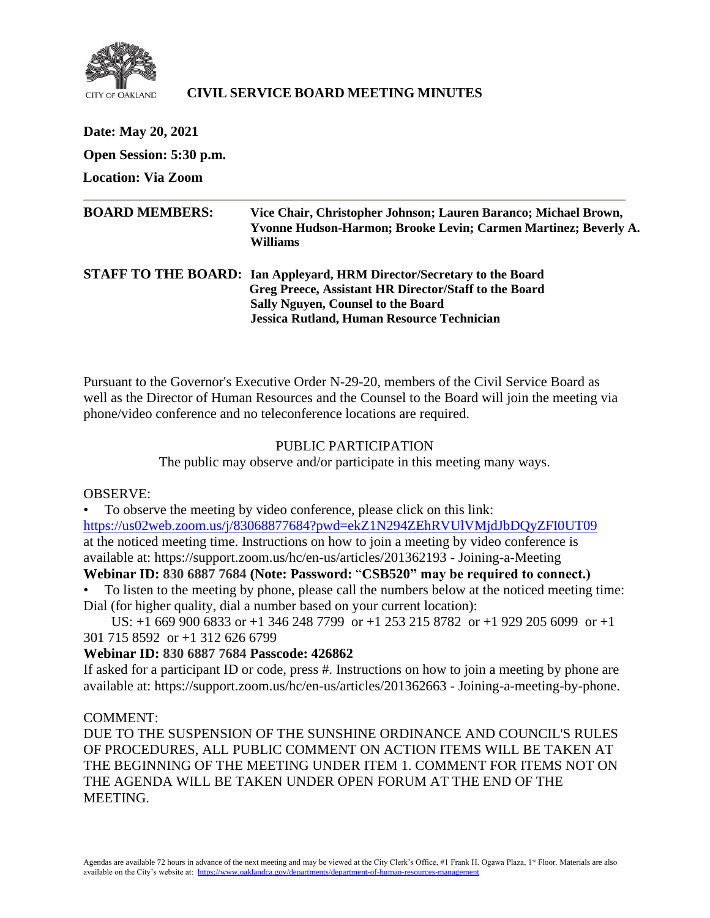CITY OF OAKLAND

# CIVIL SERVICE BOARD MEETING MINUTES

**Date: May 20, 2021**

**Open Session: 5:30 p.m.**

**Location: Via Zoom**

---

**BOARD MEMBERS:** **Vice Chair, Christopher Johnson; Lauren Baranco; Michael Brown, Yvonne Hudson-Harmon; Brooke Levin; Carmen Martinez; Beverly A. Williams**

**STAFF TO THE BOARD:** **Ian Appleyard, HRM Director/Secretary to the Board**
**Greg Preece, Assistant HR Director/Staff to the Board**
**Sally Nguyen, Counsel to the Board**
**Jessica Rutland, Human Resource Technician**

Pursuant to the Governor's Executive Order N-29-20, members of the Civil Service Board as well as the Director of Human Resources and the Counsel to the Board will join the meeting via phone/video conference and no teleconference locations are required.

PUBLIC PARTICIPATION

The public may observe and/or participate in this meeting many ways.

OBSERVE:

- To observe the meeting by video conference, please click on this link: https://us02web.zoom.us/j/83068877684?pwd=ekZ1N294ZEhRVUlVMjdJbDQyZFI0UT09 at the noticed meeting time. Instructions on how to join a meeting by video conference is available at: https://support.zoom.us/hc/en-us/articles/201362193 - Joining-a-Meeting

**Webinar ID: 830 6887 7684 (Note: Password: "CSB520" may be required to connect.)**

- To listen to the meeting by phone, please call the numbers below at the noticed meeting time: Dial (for higher quality, dial a number based on your current location):

US: +1 669 900 6833 or +1 346 248 7799 or +1 253 215 8782 or +1 929 205 6099 or +1 301 715 8592 or +1 312 626 6799

**Webinar ID: 830 6887 7684 Passcode: 426862**

If asked for a participant ID or code, press #. Instructions on how to join a meeting by phone are available at: https://support.zoom.us/hc/en-us/articles/201362663 - Joining-a-meeting-by-phone.

COMMENT:

DUE TO THE SUSPENSION OF THE SUNSHINE ORDINANCE AND COUNCIL'S RULES OF PROCEDURES, ALL PUBLIC COMMENT ON ACTION ITEMS WILL BE TAKEN AT THE BEGINNING OF THE MEETING UNDER ITEM 1. COMMENT FOR ITEMS NOT ON THE AGENDA WILL BE TAKEN UNDER OPEN FORUM AT THE END OF THE MEETING.

Agendas are available 72 hours in advance of the next meeting and may be viewed at the City Clerk's Office, #1 Frank H. Ogawa Plaza, 1st Floor. Materials are also available on the City's website at: https://www.oaklandca.gov/departments/department-of-human-resources-management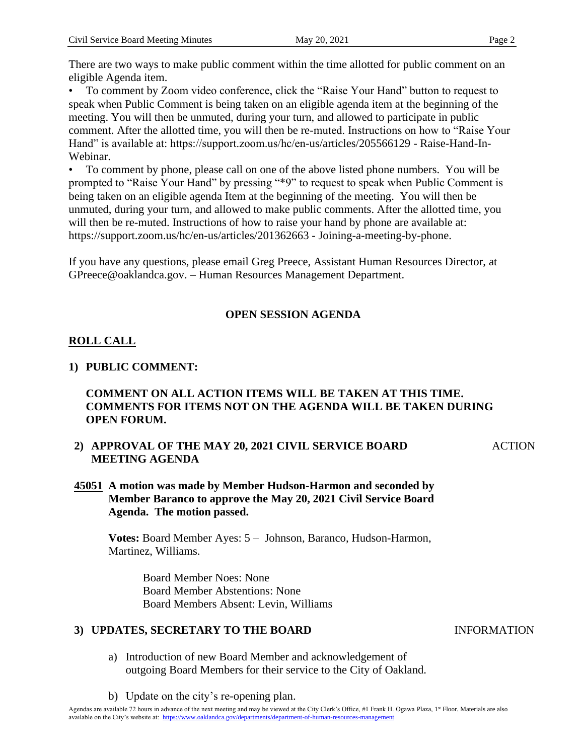There are two ways to make public comment within the time allotted for public comment on an eligible Agenda item.

- To comment by Zoom video conference, click the "Raise Your Hand" button to request to speak when Public Comment is being taken on an eligible agenda item at the beginning of the meeting. You will then be unmuted, during your turn, and allowed to participate in public comment. After the allotted time, you will then be re-muted. Instructions on how to "Raise Your Hand" is available at: https://support.zoom.us/hc/en-us/articles/205566129 - Raise-Hand-In-Webinar.
- To comment by phone, please call on one of the above listed phone numbers. You will be prompted to "Raise Your Hand" by pressing "*9" to request to speak when Public Comment is being taken on an eligible agenda Item at the beginning of the meeting. You will then be unmuted, during your turn, and allowed to make public comments. After the allotted time, you will then be re-muted. Instructions of how to raise your hand by phone are available at: https://support.zoom.us/hc/en-us/articles/201362663 - Joining-a-meeting-by-phone.

If you have any questions, please email Greg Preece, Assistant Human Resources Director, at GPreece@oaklandca.gov. – Human Resources Management Department.

## OPEN SESSION AGENDA

### ROLL CALL

**1) PUBLIC COMMENT:**

**COMMENT ON ALL ACTION ITEMS WILL BE TAKEN AT THIS TIME. COMMENTS FOR ITEMS NOT ON THE AGENDA WILL BE TAKEN DURING OPEN FORUM.**

**2) APPROVAL OF THE MAY 20, 2021 CIVIL SERVICE BOARD MEETING AGENDA** — ACTION

**45051 A motion was made by Member Hudson-Harmon and seconded by Member Baranco to approve the May 20, 2021 Civil Service Board Agenda. The motion passed.**

**Votes:** Board Member Ayes: 5 – Johnson, Baranco, Hudson-Harmon, Martinez, Williams.

Board Member Noes: None
Board Member Abstentions: None
Board Members Absent: Levin, Williams

**3) UPDATES, SECRETARY TO THE BOARD** — INFORMATION

a) Introduction of new Board Member and acknowledgement of outgoing Board Members for their service to the City of Oakland.

b) Update on the city's re-opening plan.

Agendas are available 72 hours in advance of the next meeting and may be viewed at the City Clerk's Office, #1 Frank H. Ogawa Plaza, 1st Floor. Materials are also available on the City's website at: https://www.oaklandca.gov/departments/department-of-human-resources-management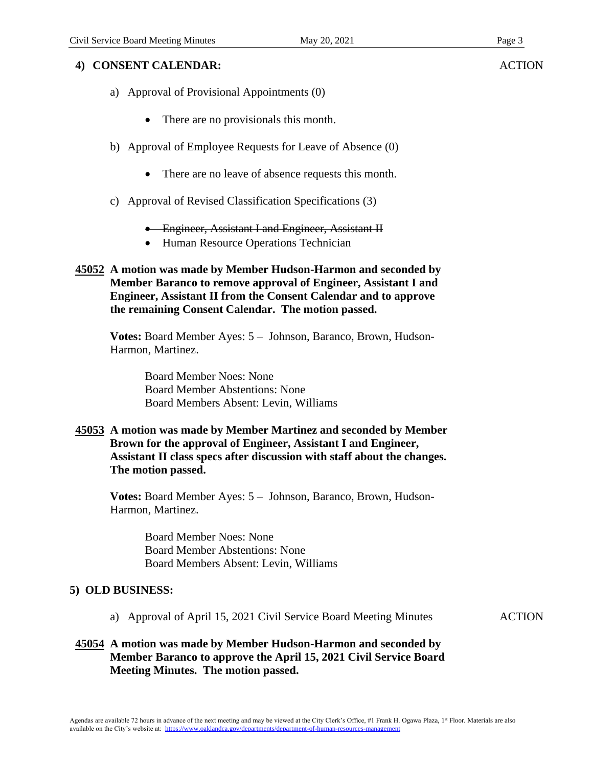## 4) CONSENT CALENDAR: ACTION

a) Approval of Provisional Appointments (0)

- There are no provisionals this month.

b) Approval of Employee Requests for Leave of Absence (0)

- There are no leave of absence requests this month.

c) Approval of Revised Classification Specifications (3)

- ~~Engineer, Assistant I and Engineer, Assistant II~~
- Human Resource Operations Technician

**45052 A motion was made by Member Hudson-Harmon and seconded by Member Baranco to remove approval of Engineer, Assistant I and Engineer, Assistant II from the Consent Calendar and to approve the remaining Consent Calendar. The motion passed.**

**Votes:** Board Member Ayes: 5 – Johnson, Baranco, Brown, Hudson-Harmon, Martinez.

Board Member Noes: None
Board Member Abstentions: None
Board Members Absent: Levin, Williams

**45053 A motion was made by Member Martinez and seconded by Member Brown for the approval of Engineer, Assistant I and Engineer, Assistant II class specs after discussion with staff about the changes. The motion passed.**

**Votes:** Board Member Ayes: 5 – Johnson, Baranco, Brown, Hudson-Harmon, Martinez.

Board Member Noes: None
Board Member Abstentions: None
Board Members Absent: Levin, Williams

## 5) OLD BUSINESS:

a) Approval of April 15, 2021 Civil Service Board Meeting Minutes ACTION

**45054 A motion was made by Member Hudson-Harmon and seconded by Member Baranco to approve the April 15, 2021 Civil Service Board Meeting Minutes. The motion passed.**

Agendas are available 72 hours in advance of the next meeting and may be viewed at the City Clerk's Office, #1 Frank H. Ogawa Plaza, 1st Floor. Materials are also available on the City's website at: https://www.oaklandca.gov/departments/department-of-human-resources-management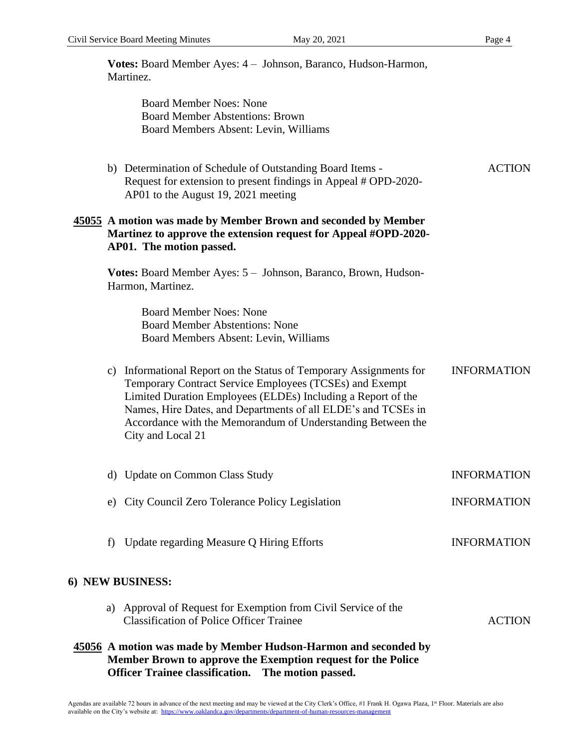**Votes:** Board Member Ayes: 4 – Johnson, Baranco, Hudson-Harmon, Martinez.

Board Member Noes: None
Board Member Abstentions: Brown
Board Members Absent: Levin, Williams

b) Determination of Schedule of Outstanding Board Items - Request for extension to present findings in Appeal # OPD-2020-AP01 to the August 19, 2021 meeting — ACTION

**45055 A motion was made by Member Brown and seconded by Member Martinez to approve the extension request for Appeal #OPD-2020-AP01. The motion passed.**

**Votes:** Board Member Ayes: 5 – Johnson, Baranco, Brown, Hudson-Harmon, Martinez.

Board Member Noes: None
Board Member Abstentions: None
Board Members Absent: Levin, Williams

c) Informational Report on the Status of Temporary Assignments for Temporary Contract Service Employees (TCSEs) and Exempt Limited Duration Employees (ELDEs) Including a Report of the Names, Hire Dates, and Departments of all ELDE's and TCSEs in Accordance with the Memorandum of Understanding Between the City and Local 21 — INFORMATION

d) Update on Common Class Study — INFORMATION

e) City Council Zero Tolerance Policy Legislation — INFORMATION

f) Update regarding Measure Q Hiring Efforts — INFORMATION

## 6) NEW BUSINESS:

a) Approval of Request for Exemption from Civil Service of the Classification of Police Officer Trainee — ACTION

**45056 A motion was made by Member Hudson-Harmon and seconded by Member Brown to approve the Exemption request for the Police Officer Trainee classification. The motion passed.**

Agendas are available 72 hours in advance of the next meeting and may be viewed at the City Clerk's Office, #1 Frank H. Ogawa Plaza, 1st Floor. Materials are also available on the City's website at: https://www.oaklandca.gov/departments/department-of-human-resources-management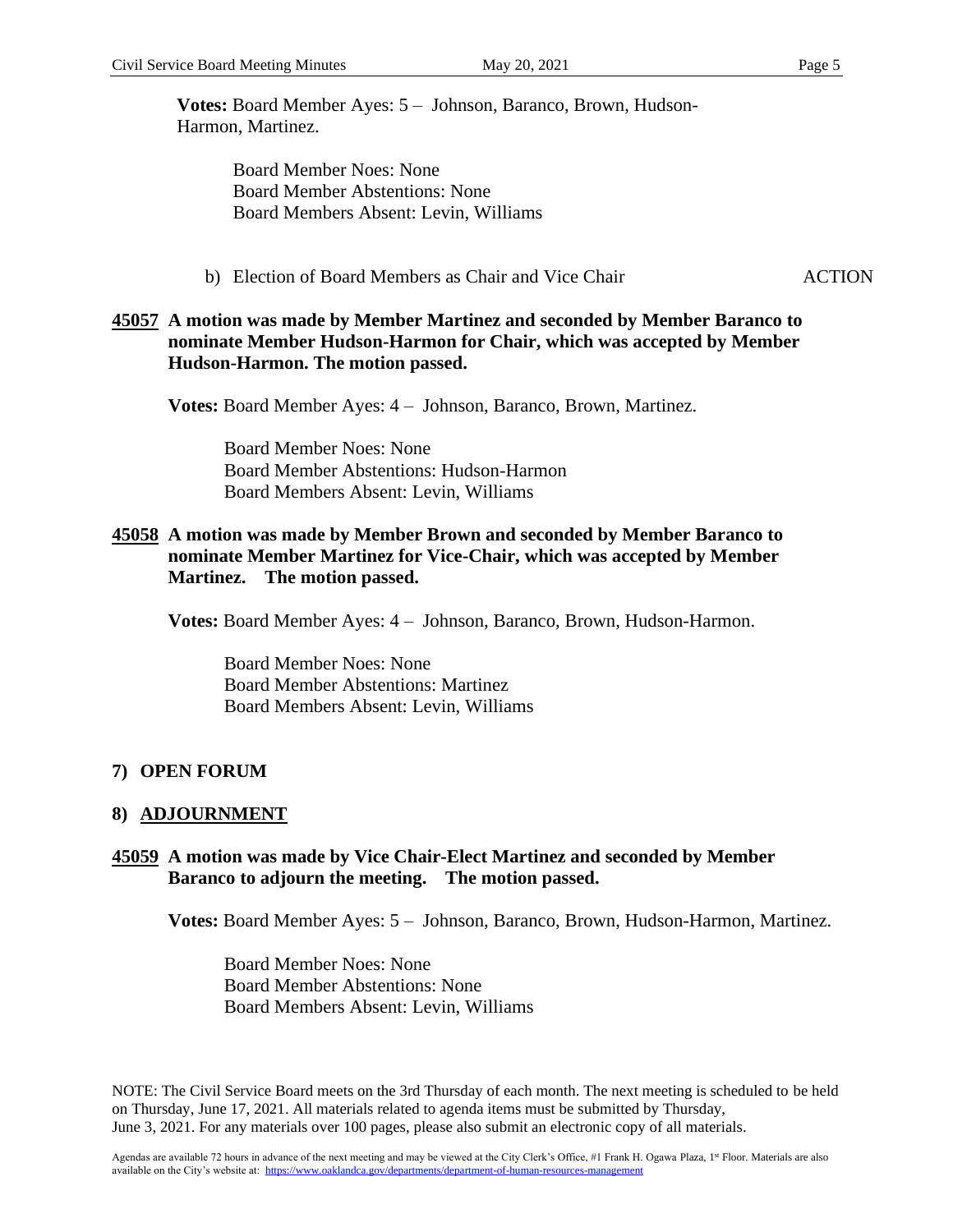**Votes:** Board Member Ayes: 5 – Johnson, Baranco, Brown, Hudson-Harmon, Martinez.

Board Member Noes: None
Board Member Abstentions: None
Board Members Absent: Levin, Williams

b) Election of Board Members as Chair and Vice Chair ACTION

**45057 A motion was made by Member Martinez and seconded by Member Baranco to nominate Member Hudson-Harmon for Chair, which was accepted by Member Hudson-Harmon. The motion passed.**

**Votes:** Board Member Ayes: 4 – Johnson, Baranco, Brown, Martinez.

Board Member Noes: None
Board Member Abstentions: Hudson-Harmon
Board Members Absent: Levin, Williams

**45058 A motion was made by Member Brown and seconded by Member Baranco to nominate Member Martinez for Vice-Chair, which was accepted by Member Martinez. The motion passed.**

**Votes:** Board Member Ayes: 4 – Johnson, Baranco, Brown, Hudson-Harmon.

Board Member Noes: None
Board Member Abstentions: Martinez
Board Members Absent: Levin, Williams

## 7) OPEN FORUM

## 8) ADJOURNMENT

**45059 A motion was made by Vice Chair-Elect Martinez and seconded by Member Baranco to adjourn the meeting. The motion passed.**

**Votes:** Board Member Ayes: 5 – Johnson, Baranco, Brown, Hudson-Harmon, Martinez.

Board Member Noes: None
Board Member Abstentions: None
Board Members Absent: Levin, Williams

NOTE: The Civil Service Board meets on the 3rd Thursday of each month. The next meeting is scheduled to be held on Thursday, June 17, 2021. All materials related to agenda items must be submitted by Thursday, June 3, 2021. For any materials over 100 pages, please also submit an electronic copy of all materials.

Agendas are available 72 hours in advance of the next meeting and may be viewed at the City Clerk's Office, #1 Frank H. Ogawa Plaza, 1st Floor. Materials are also available on the City's website at: https://www.oaklandca.gov/departments/department-of-human-resources-management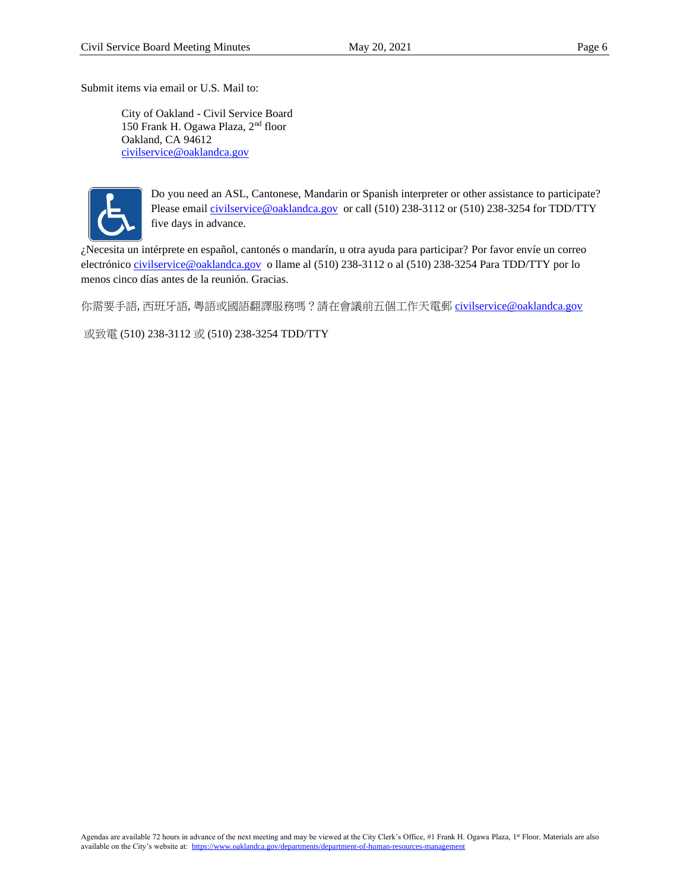Submit items via email or U.S. Mail to:

City of Oakland - Civil Service Board
150 Frank H. Ogawa Plaza, 2nd floor
Oakland, CA 94612
civilservice@oaklandca.gov

Do you need an ASL, Cantonese, Mandarin or Spanish interpreter or other assistance to participate? Please email civilservice@oaklandca.gov or call (510) 238-3112 or (510) 238-3254 for TDD/TTY five days in advance.

¿Necesita un intérprete en español, cantonés o mandarín, u otra ayuda para participar? Por favor envíe un correo electrónico civilservice@oaklandca.gov o llame al (510) 238-3112 o al (510) 238-3254 Para TDD/TTY por lo menos cinco días antes de la reunión. Gracias.

你需要手語, 西班牙語, 粵語或國語翻譯服務嗎？請在會議前五個工作天電郵 civilservice@oaklandca.gov

或致電 (510) 238-3112 或 (510) 238-3254 TDD/TTY

Agendas are available 72 hours in advance of the next meeting and may be viewed at the City Clerk's Office, #1 Frank H. Ogawa Plaza, 1st Floor. Materials are also available on the City's website at: https://www.oaklandca.gov/departments/department-of-human-resources-management